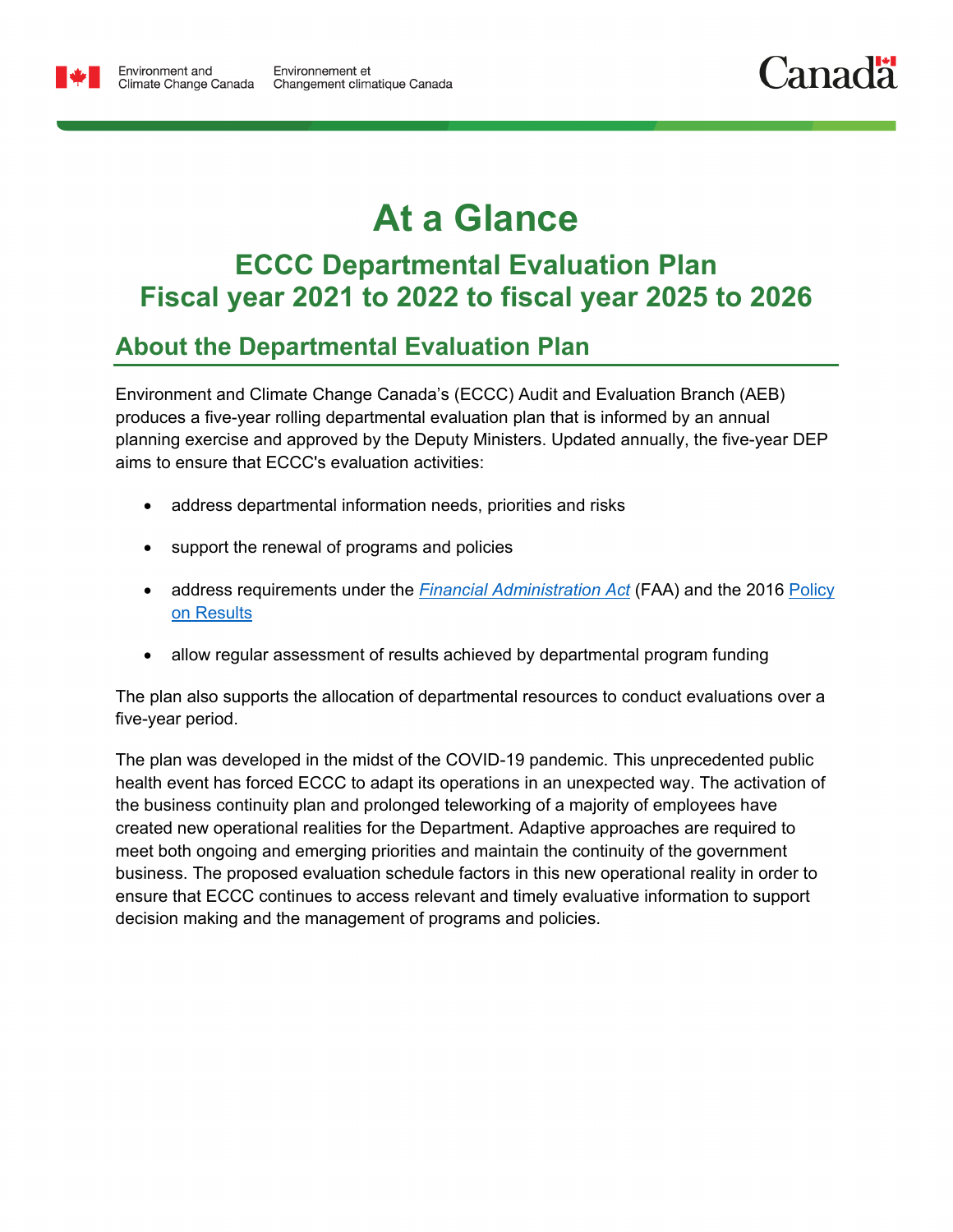# At a Glance

## ECCC Departmental Evaluation Plan
## Fiscal year 2021 to 2022 to fiscal year 2025 to 2026

## About the Departmental Evaluation Plan

Environment and Climate Change Canada's (ECCC) Audit and Evaluation Branch (AEB) produces a five-year rolling departmental evaluation plan that is informed by an annual planning exercise and approved by the Deputy Ministers. Updated annually, the five-year DEP aims to ensure that ECCC's evaluation activities:

- address departmental information needs, priorities and risks
- support the renewal of programs and policies
- address requirements under the *Financial Administration Act* (FAA) and the 2016 Policy on Results
- allow regular assessment of results achieved by departmental program funding

The plan also supports the allocation of departmental resources to conduct evaluations over a five-year period.

The plan was developed in the midst of the COVID-19 pandemic. This unprecedented public health event has forced ECCC to adapt its operations in an unexpected way. The activation of the business continuity plan and prolonged teleworking of a majority of employees have created new operational realities for the Department. Adaptive approaches are required to meet both ongoing and emerging priorities and maintain the continuity of the government business. The proposed evaluation schedule factors in this new operational reality in order to ensure that ECCC continues to access relevant and timely evaluative information to support decision making and the management of programs and policies.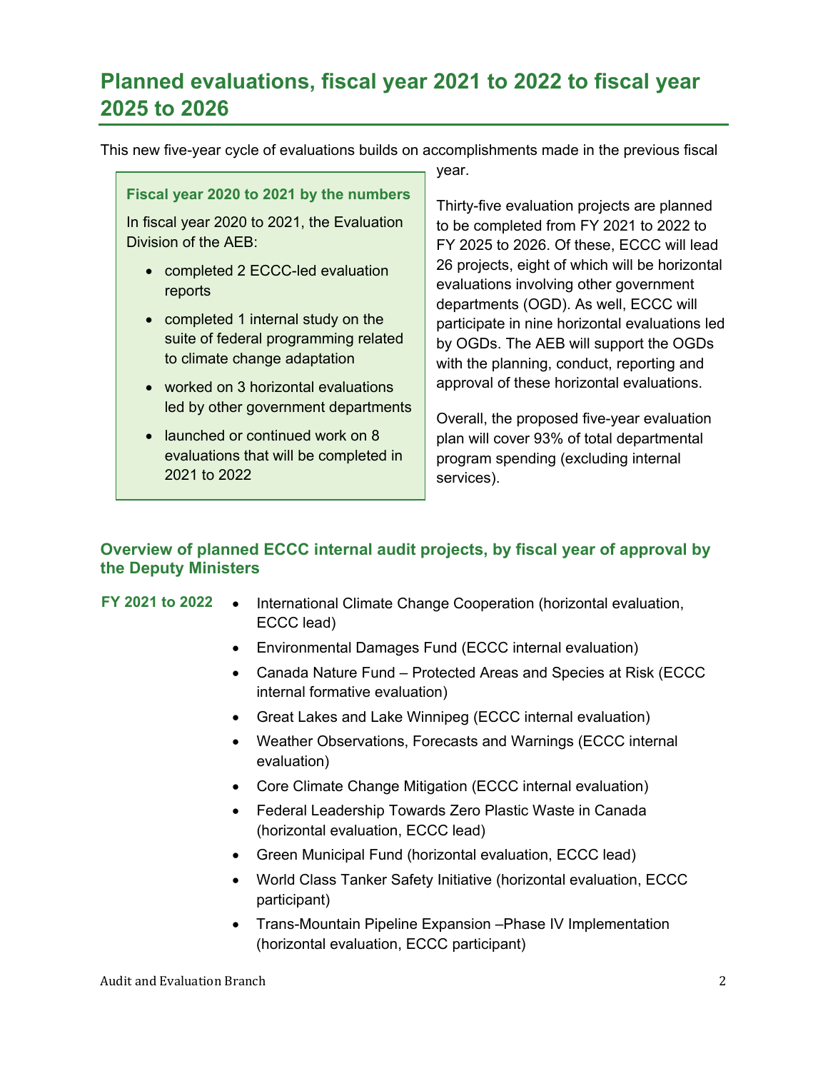## Planned evaluations, fiscal year 2021 to 2022 to fiscal year 2025 to 2026

This new five-year cycle of evaluations builds on accomplishments made in the previous fiscal year.

> **Fiscal year 2020 to 2021 by the numbers**
>
> In fiscal year 2020 to 2021, the Evaluation Division of the AEB:
>
> - completed 2 ECCC-led evaluation reports
> - completed 1 internal study on the suite of federal programming related to climate change adaptation
> - worked on 3 horizontal evaluations led by other government departments
> - launched or continued work on 8 evaluations that will be completed in 2021 to 2022

Thirty-five evaluation projects are planned to be completed from FY 2021 to 2022 to FY 2025 to 2026. Of these, ECCC will lead 26 projects, eight of which will be horizontal evaluations involving other government departments (OGD). As well, ECCC will participate in nine horizontal evaluations led by OGDs. The AEB will support the OGDs with the planning, conduct, reporting and approval of these horizontal evaluations.

Overall, the proposed five-year evaluation plan will cover 93% of total departmental program spending (excluding internal services).

### Overview of planned ECCC internal audit projects, by fiscal year of approval by the Deputy Ministers

**FY 2021 to 2022**

- International Climate Change Cooperation (horizontal evaluation, ECCC lead)
- Environmental Damages Fund (ECCC internal evaluation)
- Canada Nature Fund – Protected Areas and Species at Risk (ECCC internal formative evaluation)
- Great Lakes and Lake Winnipeg (ECCC internal evaluation)
- Weather Observations, Forecasts and Warnings (ECCC internal evaluation)
- Core Climate Change Mitigation (ECCC internal evaluation)
- Federal Leadership Towards Zero Plastic Waste in Canada (horizontal evaluation, ECCC lead)
- Green Municipal Fund (horizontal evaluation, ECCC lead)
- World Class Tanker Safety Initiative (horizontal evaluation, ECCC participant)
- Trans-Mountain Pipeline Expansion –Phase IV Implementation (horizontal evaluation, ECCC participant)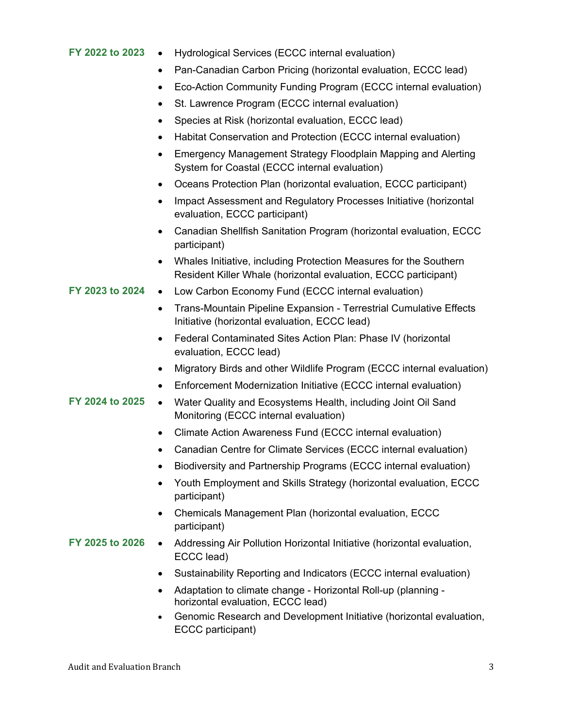**FY 2022 to 2023**

- Hydrological Services (ECCC internal evaluation)
- Pan-Canadian Carbon Pricing (horizontal evaluation, ECCC lead)
- Eco-Action Community Funding Program (ECCC internal evaluation)
- St. Lawrence Program (ECCC internal evaluation)
- Species at Risk (horizontal evaluation, ECCC lead)
- Habitat Conservation and Protection (ECCC internal evaluation)
- Emergency Management Strategy Floodplain Mapping and Alerting System for Coastal (ECCC internal evaluation)
- Oceans Protection Plan (horizontal evaluation, ECCC participant)
- Impact Assessment and Regulatory Processes Initiative (horizontal evaluation, ECCC participant)
- Canadian Shellfish Sanitation Program (horizontal evaluation, ECCC participant)
- Whales Initiative, including Protection Measures for the Southern Resident Killer Whale (horizontal evaluation, ECCC participant)

**FY 2023 to 2024**

- Low Carbon Economy Fund (ECCC internal evaluation)
- Trans-Mountain Pipeline Expansion - Terrestrial Cumulative Effects Initiative (horizontal evaluation, ECCC lead)
- Federal Contaminated Sites Action Plan: Phase IV (horizontal evaluation, ECCC lead)
- Migratory Birds and other Wildlife Program (ECCC internal evaluation)
- Enforcement Modernization Initiative (ECCC internal evaluation)

**FY 2024 to 2025**

- Water Quality and Ecosystems Health, including Joint Oil Sand Monitoring (ECCC internal evaluation)
- Climate Action Awareness Fund (ECCC internal evaluation)
- Canadian Centre for Climate Services (ECCC internal evaluation)
- Biodiversity and Partnership Programs (ECCC internal evaluation)
- Youth Employment and Skills Strategy (horizontal evaluation, ECCC participant)
- Chemicals Management Plan (horizontal evaluation, ECCC participant)

**FY 2025 to 2026**

- Addressing Air Pollution Horizontal Initiative (horizontal evaluation, ECCC lead)
- Sustainability Reporting and Indicators (ECCC internal evaluation)
- Adaptation to climate change - Horizontal Roll-up (planning - horizontal evaluation, ECCC lead)
- Genomic Research and Development Initiative (horizontal evaluation, ECCC participant)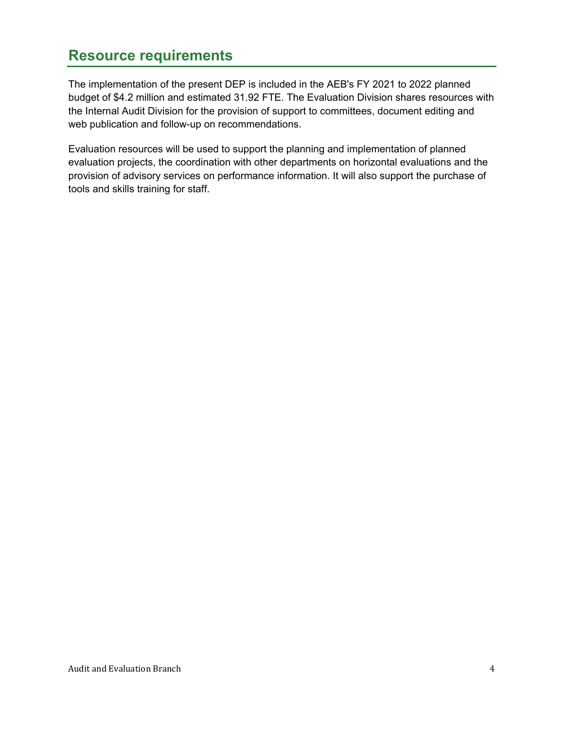## Resource requirements

The implementation of the present DEP is included in the AEB's FY 2021 to 2022 planned budget of $4.2 million and estimated 31.92 FTE. The Evaluation Division shares resources with the Internal Audit Division for the provision of support to committees, document editing and web publication and follow-up on recommendations.

Evaluation resources will be used to support the planning and implementation of planned evaluation projects, the coordination with other departments on horizontal evaluations and the provision of advisory services on performance information. It will also support the purchase of tools and skills training for staff.